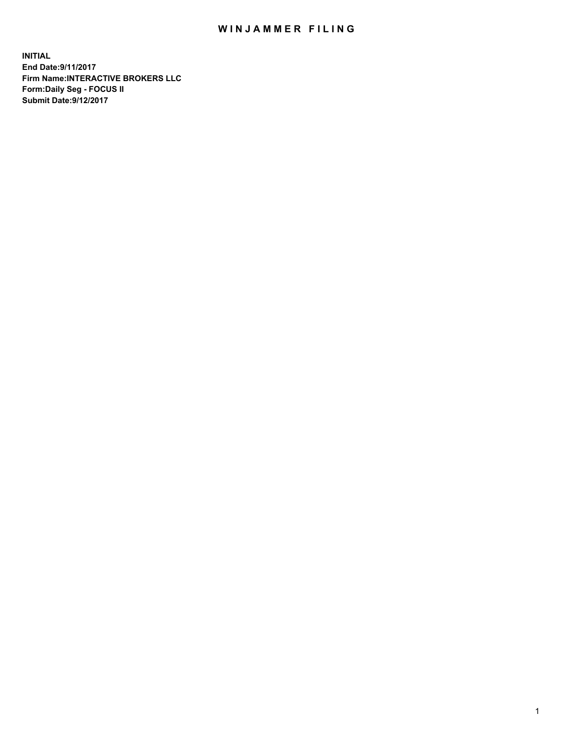# WINJAMMER FILING

**INITIAL**
**End Date:9/11/2017**
**Firm Name:INTERACTIVE BROKERS LLC**
**Form:Daily Seg - FOCUS II**
**Submit Date:9/12/2017**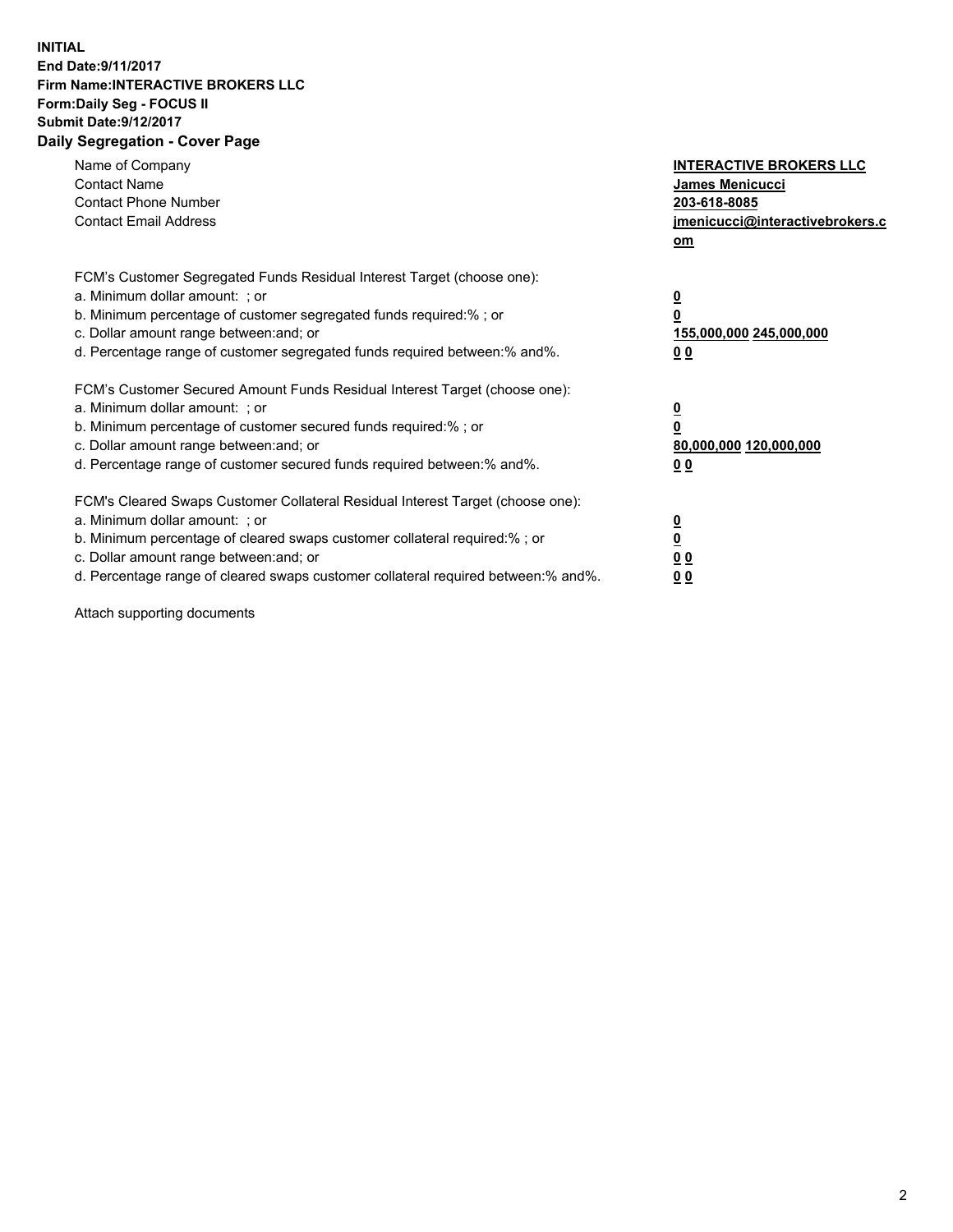**INITIAL**
**End Date:9/11/2017**
**Firm Name:INTERACTIVE BROKERS LLC**
**Form:Daily Seg - FOCUS II**
**Submit Date:9/12/2017**
**Daily Segregation - Cover Page**

| | |
|---|---|
| Name of Company | **INTERACTIVE BROKERS LLC** |
| Contact Name | **James Menicucci** |
| Contact Phone Number | **203-618-8085** |
| Contact Email Address | **jmenicucci@interactivebrokers.com** |

FCM's Customer Segregated Funds Residual Interest Target (choose one):

| | |
|---|---|
| a. Minimum dollar amount: ; or | **0** |
| b. Minimum percentage of customer segregated funds required:% ; or | **0** |
| c. Dollar amount range between:and; or | **155,000,000 245,000,000** |
| d. Percentage range of customer segregated funds required between:% and%. | **0 0** |

FCM's Customer Secured Amount Funds Residual Interest Target (choose one):

| | |
|---|---|
| a. Minimum dollar amount: ; or | **0** |
| b. Minimum percentage of customer secured funds required:% ; or | **0** |
| c. Dollar amount range between:and; or | **80,000,000 120,000,000** |
| d. Percentage range of customer secured funds required between:% and%. | **0 0** |

FCM's Cleared Swaps Customer Collateral Residual Interest Target (choose one):

| | |
|---|---|
| a. Minimum dollar amount: ; or | **0** |
| b. Minimum percentage of cleared swaps customer collateral required:% ; or | **0** |
| c. Dollar amount range between:and; or | **0 0** |
| d. Percentage range of cleared swaps customer collateral required between:% and%. | **0 0** |

Attach supporting documents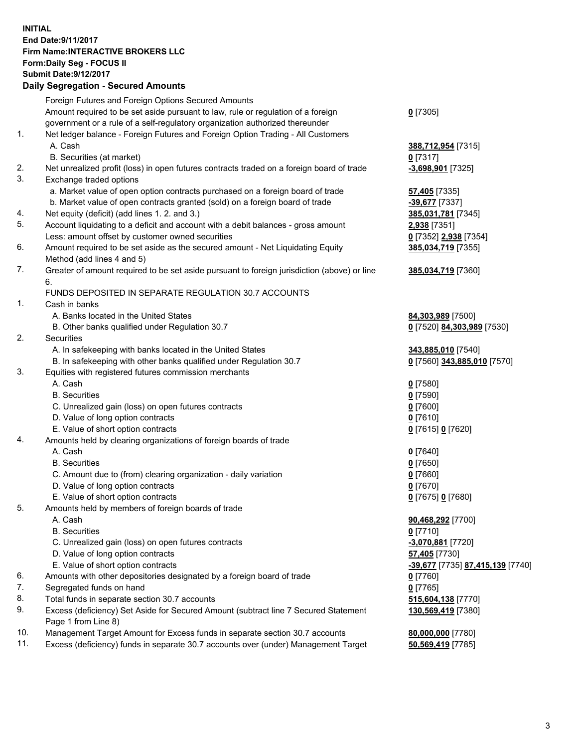**INITIAL**
**End Date:9/11/2017**
**Firm Name:INTERACTIVE BROKERS LLC**
**Form:Daily Seg - FOCUS II**
**Submit Date:9/12/2017**

## Daily Segregation - Secured Amounts

| | | |
|---|---|---|
| | Foreign Futures and Foreign Options Secured Amounts | |
| | Amount required to be set aside pursuant to law, rule or regulation of a foreign government or a rule of a self-regulatory organization authorized thereunder | **0** [7305] |
| 1. | Net ledger balance - Foreign Futures and Foreign Option Trading - All Customers | |
| | A. Cash | **388,712,954** [7315] |
| | B. Securities (at market) | **0** [7317] |
| 2. | Net unrealized profit (loss) in open futures contracts traded on a foreign board of trade | **-3,698,901** [7325] |
| 3. | Exchange traded options | |
| | a. Market value of open option contracts purchased on a foreign board of trade | **57,405** [7335] |
| | b. Market value of open contracts granted (sold) on a foreign board of trade | **-39,677** [7337] |
| 4. | Net equity (deficit) (add lines 1. 2. and 3.) | **385,031,781** [7345] |
| 5. | Account liquidating to a deficit and account with a debit balances - gross amount | **2,938** [7351] |
| | Less: amount offset by customer owned securities | **0** [7352] **2,938** [7354] |
| 6. | Amount required to be set aside as the secured amount - Net Liquidating Equity Method (add lines 4 and 5) | **385,034,719** [7355] |
| 7. | Greater of amount required to be set aside pursuant to foreign jurisdiction (above) or line 6. | **385,034,719** [7360] |
| | FUNDS DEPOSITED IN SEPARATE REGULATION 30.7 ACCOUNTS | |
| 1. | Cash in banks | |
| | A. Banks located in the United States | **84,303,989** [7500] |
| | B. Other banks qualified under Regulation 30.7 | **0** [7520] **84,303,989** [7530] |
| 2. | Securities | |
| | A. In safekeeping with banks located in the United States | **343,885,010** [7540] |
| | B. In safekeeping with other banks qualified under Regulation 30.7 | **0** [7560] **343,885,010** [7570] |
| 3. | Equities with registered futures commission merchants | |
| | A. Cash | **0** [7580] |
| | B. Securities | **0** [7590] |
| | C. Unrealized gain (loss) on open futures contracts | **0** [7600] |
| | D. Value of long option contracts | **0** [7610] |
| | E. Value of short option contracts | **0** [7615] **0** [7620] |
| 4. | Amounts held by clearing organizations of foreign boards of trade | |
| | A. Cash | **0** [7640] |
| | B. Securities | **0** [7650] |
| | C. Amount due to (from) clearing organization - daily variation | **0** [7660] |
| | D. Value of long option contracts | **0** [7670] |
| | E. Value of short option contracts | **0** [7675] **0** [7680] |
| 5. | Amounts held by members of foreign boards of trade | |
| | A. Cash | **90,468,292** [7700] |
| | B. Securities | **0** [7710] |
| | C. Unrealized gain (loss) on open futures contracts | **-3,070,881** [7720] |
| | D. Value of long option contracts | **57,405** [7730] |
| | E. Value of short option contracts | **-39,677** [7735] **87,415,139** [7740] |
| 6. | Amounts with other depositories designated by a foreign board of trade | **0** [7760] |
| 7. | Segregated funds on hand | **0** [7765] |
| 8. | Total funds in separate section 30.7 accounts | **515,604,138** [7770] |
| 9. | Excess (deficiency) Set Aside for Secured Amount (subtract line 7 Secured Statement Page 1 from Line 8) | **130,569,419** [7380] |
| 10. | Management Target Amount for Excess funds in separate section 30.7 accounts | **80,000,000** [7780] |
| 11. | Excess (deficiency) funds in separate 30.7 accounts over (under) Management Target | **50,569,419** [7785] |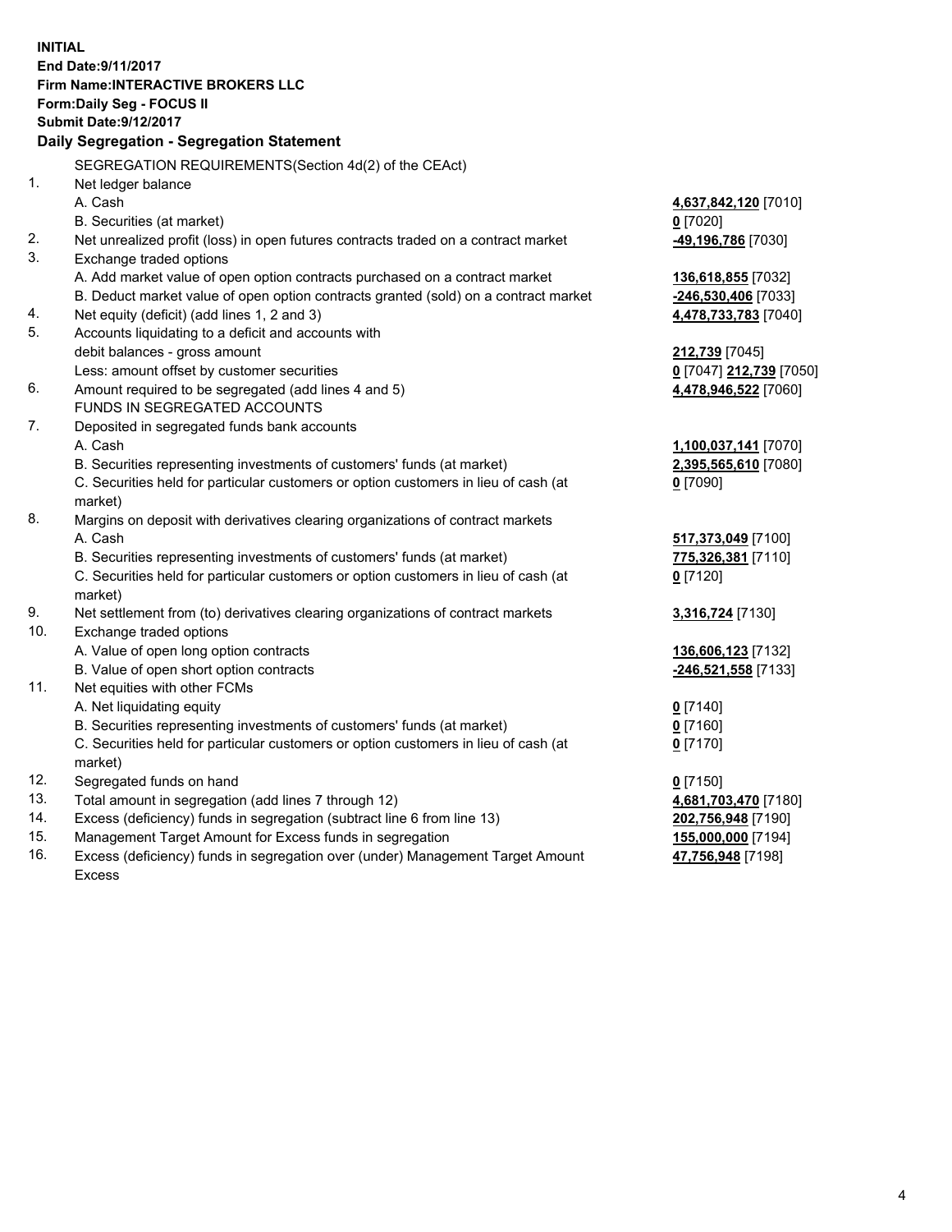**INITIAL**
**End Date:9/11/2017**
**Firm Name:INTERACTIVE BROKERS LLC**
**Form:Daily Seg - FOCUS II**
**Submit Date:9/12/2017**

**Daily Segregation - Segregation Statement**

SEGREGATION REQUIREMENTS(Section 4d(2) of the CEAct)

| | | |
|---|---|---|
| 1. | Net ledger balance | |
| | A. Cash | **4,637,842,120** [7010] |
| | B. Securities (at market) | **0** [7020] |
| 2. | Net unrealized profit (loss) in open futures contracts traded on a contract market | **-49,196,786** [7030] |
| 3. | Exchange traded options | |
| | A. Add market value of open option contracts purchased on a contract market | **136,618,855** [7032] |
| | B. Deduct market value of open option contracts granted (sold) on a contract market | **-246,530,406** [7033] |
| 4. | Net equity (deficit) (add lines 1, 2 and 3) | **4,478,733,783** [7040] |
| 5. | Accounts liquidating to a deficit and accounts with debit balances - gross amount | **212,739** [7045] |
| | Less: amount offset by customer securities | **0** [7047] **212,739** [7050] |
| 6. | Amount required to be segregated (add lines 4 and 5) | **4,478,946,522** [7060] |
| | FUNDS IN SEGREGATED ACCOUNTS | |
| 7. | Deposited in segregated funds bank accounts | |
| | A. Cash | **1,100,037,141** [7070] |
| | B. Securities representing investments of customers' funds (at market) | **2,395,565,610** [7080] |
| | C. Securities held for particular customers or option customers in lieu of cash (at market) | **0** [7090] |
| 8. | Margins on deposit with derivatives clearing organizations of contract markets | |
| | A. Cash | **517,373,049** [7100] |
| | B. Securities representing investments of customers' funds (at market) | **775,326,381** [7110] |
| | C. Securities held for particular customers or option customers in lieu of cash (at market) | **0** [7120] |
| 9. | Net settlement from (to) derivatives clearing organizations of contract markets | **3,316,724** [7130] |
| 10. | Exchange traded options | |
| | A. Value of open long option contracts | **136,606,123** [7132] |
| | B. Value of open short option contracts | **-246,521,558** [7133] |
| 11. | Net equities with other FCMs | |
| | A. Net liquidating equity | **0** [7140] |
| | B. Securities representing investments of customers' funds (at market) | **0** [7160] |
| | C. Securities held for particular customers or option customers in lieu of cash (at market) | **0** [7170] |
| 12. | Segregated funds on hand | **0** [7150] |
| 13. | Total amount in segregation (add lines 7 through 12) | **4,681,703,470** [7180] |
| 14. | Excess (deficiency) funds in segregation (subtract line 6 from line 13) | **202,756,948** [7190] |
| 15. | Management Target Amount for Excess funds in segregation | **155,000,000** [7194] |
| 16. | Excess (deficiency) funds in segregation over (under) Management Target Amount Excess | **47,756,948** [7198] |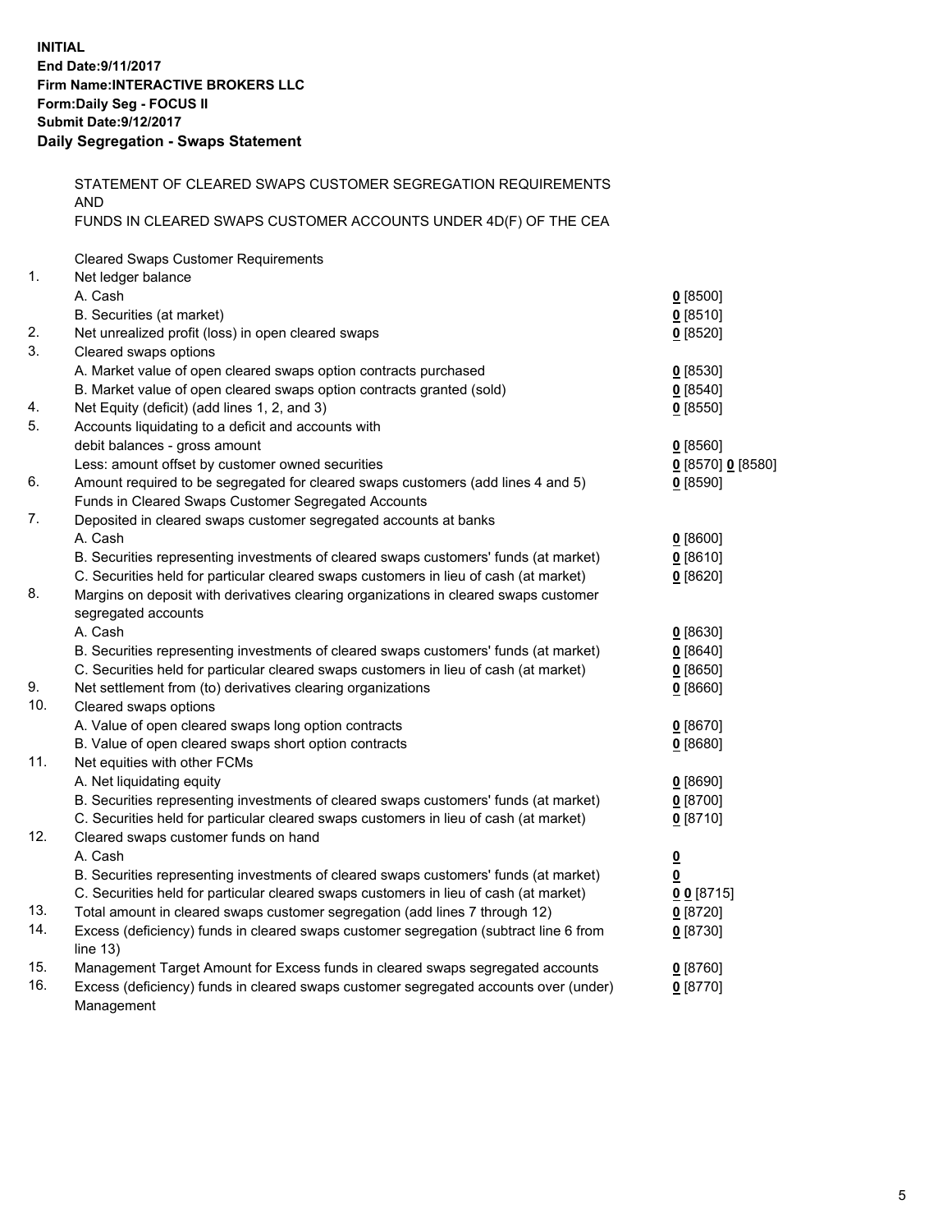**INITIAL**
**End Date:9/11/2017**
**Firm Name:INTERACTIVE BROKERS LLC**
**Form:Daily Seg - FOCUS II**
**Submit Date:9/12/2017**
**Daily Segregation - Swaps Statement**

STATEMENT OF CLEARED SWAPS CUSTOMER SEGREGATION REQUIREMENTS AND FUNDS IN CLEARED SWAPS CUSTOMER ACCOUNTS UNDER 4D(F) OF THE CEA

| | | |
|---|---|---|
| | Cleared Swaps Customer Requirements | |
| 1. | Net ledger balance | |
| | A. Cash | 0 [8500] |
| | B. Securities (at market) | 0 [8510] |
| 2. | Net unrealized profit (loss) in open cleared swaps | 0 [8520] |
| 3. | Cleared swaps options | |
| | A. Market value of open cleared swaps option contracts purchased | 0 [8530] |
| | B. Market value of open cleared swaps option contracts granted (sold) | 0 [8540] |
| 4. | Net Equity (deficit) (add lines 1, 2, and 3) | 0 [8550] |
| 5. | Accounts liquidating to a deficit and accounts with debit balances - gross amount | 0 [8560] |
| | Less: amount offset by customer owned securities | 0 [8570] 0 [8580] |
| 6. | Amount required to be segregated for cleared swaps customers (add lines 4 and 5) | 0 [8590] |
| | Funds in Cleared Swaps Customer Segregated Accounts | |
| 7. | Deposited in cleared swaps customer segregated accounts at banks | |
| | A. Cash | 0 [8600] |
| | B. Securities representing investments of cleared swaps customers' funds (at market) | 0 [8610] |
| | C. Securities held for particular cleared swaps customers in lieu of cash (at market) | 0 [8620] |
| 8. | Margins on deposit with derivatives clearing organizations in cleared swaps customer segregated accounts | |
| | A. Cash | 0 [8630] |
| | B. Securities representing investments of cleared swaps customers' funds (at market) | 0 [8640] |
| | C. Securities held for particular cleared swaps customers in lieu of cash (at market) | 0 [8650] |
| 9. | Net settlement from (to) derivatives clearing organizations | 0 [8660] |
| 10. | Cleared swaps options | |
| | A. Value of open cleared swaps long option contracts | 0 [8670] |
| | B. Value of open cleared swaps short option contracts | 0 [8680] |
| 11. | Net equities with other FCMs | |
| | A. Net liquidating equity | 0 [8690] |
| | B. Securities representing investments of cleared swaps customers' funds (at market) | 0 [8700] |
| | C. Securities held for particular cleared swaps customers in lieu of cash (at market) | 0 [8710] |
| 12. | Cleared swaps customer funds on hand | |
| | A. Cash | 0 |
| | B. Securities representing investments of cleared swaps customers' funds (at market) | 0 |
| | C. Securities held for particular cleared swaps customers in lieu of cash (at market) | 0 0 [8715] |
| 13. | Total amount in cleared swaps customer segregation (add lines 7 through 12) | 0 [8720] |
| 14. | Excess (deficiency) funds in cleared swaps customer segregation (subtract line 6 from line 13) | 0 [8730] |
| 15. | Management Target Amount for Excess funds in cleared swaps segregated accounts | 0 [8760] |
| 16. | Excess (deficiency) funds in cleared swaps customer segregated accounts over (under) Management | 0 [8770] |